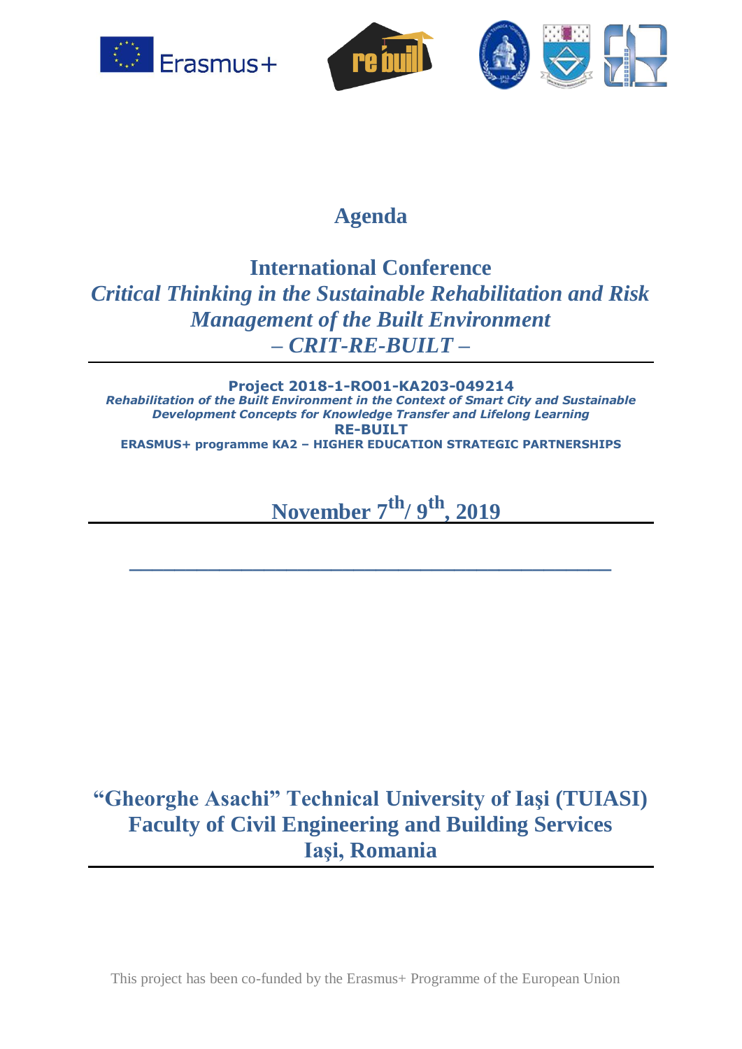# Agenda

## International Conference
## *Critical Thinking in the Sustainable Rehabilitation and Risk Management of the Built Environment*
## *– CRIT-RE-BUILT –*

**Project 2018-1-RO01-KA203-049214**
***Rehabilitation of the Built Environment in the Context of Smart City and Sustainable Development Concepts for Knowledge Transfer and Lifelong Learning***
**RE-BUILT**
**ERASMUS+ programme KA2 – HIGHER EDUCATION STRATEGIC PARTNERSHIPS**

## November 7th/ 9th, 2019

## "Gheorghe Asachi" Technical University of Iaşi (TUIASI)
## Faculty of Civil Engineering and Building Services
## Iaşi, Romania

This project has been co-funded by the Erasmus+ Programme of the European Union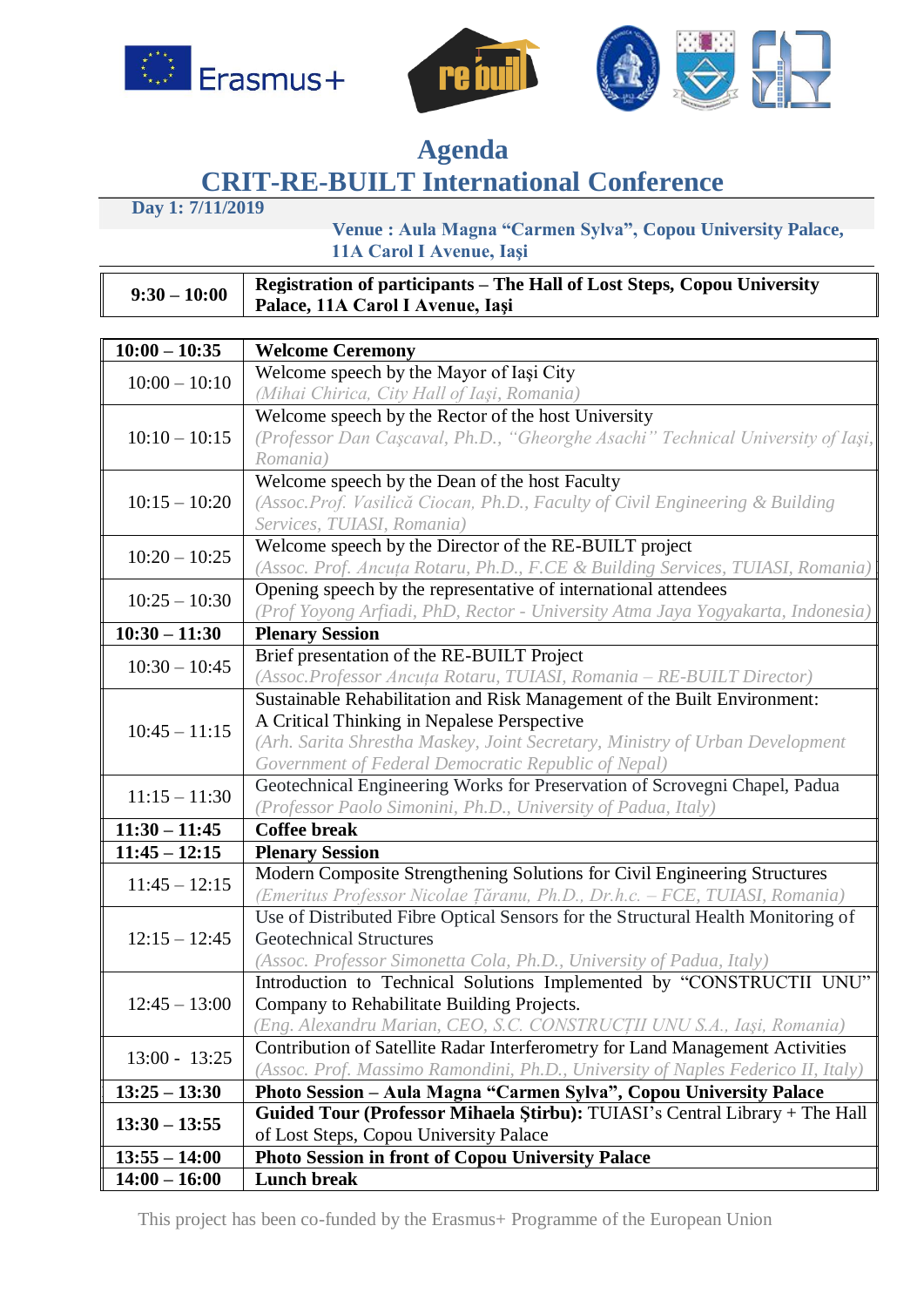# Agenda

## CRIT-RE-BUILT International Conference

**Day 1: 7/11/2019**

**Venue : Aula Magna "Carmen Sylva", Copou University Palace, 11A Carol I Avenue, Iași**

| **9:30 – 10:00** | **Registration of participants – The Hall of Lost Steps, Copou University Palace, 11A Carol I Avenue, Iași** |
|---|---|

| **10:00 – 10:35** | **Welcome Ceremony** |
|---|---|
| 10:00 – 10:10 | Welcome speech by the Mayor of Iași City<br>*(Mihai Chirica, City Hall of Iași, Romania)* |
| 10:10 – 10:15 | Welcome speech by the Rector of the host University<br>*(Professor Dan Cașcaval, Ph.D., "Gheorghe Asachi" Technical University of Iași, Romania)* |
| 10:15 – 10:20 | Welcome speech by the Dean of the host Faculty<br>*(Assoc.Prof. Vasilică Ciocan, Ph.D., Faculty of Civil Engineering & Building Services, TUIASI, Romania)* |
| 10:20 – 10:25 | Welcome speech by the Director of the RE-BUILT project<br>*(Assoc. Prof. Ancuța Rotaru, Ph.D., F.CE & Building Services, TUIASI, Romania)* |
| 10:25 – 10:30 | Opening speech by the representative of international attendees<br>*(Prof Yoyong Arfiadi, PhD, Rector - University Atma Jaya Yogyakarta, Indonesia)* |
| **10:30 – 11:30** | **Plenary Session** |
| 10:30 – 10:45 | Brief presentation of the RE-BUILT Project<br>*(Assoc.Professor Ancuța Rotaru, TUIASI, Romania – RE-BUILT Director)* |
| 10:45 – 11:15 | Sustainable Rehabilitation and Risk Management of the Built Environment: A Critical Thinking in Nepalese Perspective<br>*(Arh. Sarita Shrestha Maskey, Joint Secretary, Ministry of Urban Development Government of Federal Democratic Republic of Nepal)* |
| 11:15 – 11:30 | Geotechnical Engineering Works for Preservation of Scrovegni Chapel, Padua<br>*(Professor Paolo Simonini, Ph.D., University of Padua, Italy)* |
| **11:30 – 11:45** | **Coffee break** |
| **11:45 – 12:15** | **Plenary Session** |
| 11:45 – 12:15 | Modern Composite Strengthening Solutions for Civil Engineering Structures<br>*(Emeritus Professor Nicolae Țăranu, Ph.D., Dr.h.c. – FCE, TUIASI, Romania)* |
| 12:15 – 12:45 | Use of Distributed Fibre Optical Sensors for the Structural Health Monitoring of Geotechnical Structures<br>*(Assoc. Professor Simonetta Cola, Ph.D., University of Padua, Italy)* |
| 12:45 – 13:00 | Introduction to Technical Solutions Implemented by "CONSTRUCTII UNU" Company to Rehabilitate Building Projects.<br>*(Eng. Alexandru Marian, CEO, S.C. CONSTRUCȚII UNU S.A., Iași, Romania)* |
| 13:00 - 13:25 | Contribution of Satellite Radar Interferometry for Land Management Activities<br>*(Assoc. Prof. Massimo Ramondini, Ph.D., University of Naples Federico II, Italy)* |
| **13:25 – 13:30** | **Photo Session – Aula Magna "Carmen Sylva", Copou University Palace** |
| **13:30 – 13:55** | **Guided Tour (Professor Mihaela Știrbu):** TUIASI's Central Library + The Hall of Lost Steps, Copou University Palace |
| **13:55 – 14:00** | **Photo Session in front of Copou University Palace** |
| **14:00 – 16:00** | **Lunch break** |

This project has been co-funded by the Erasmus+ Programme of the European Union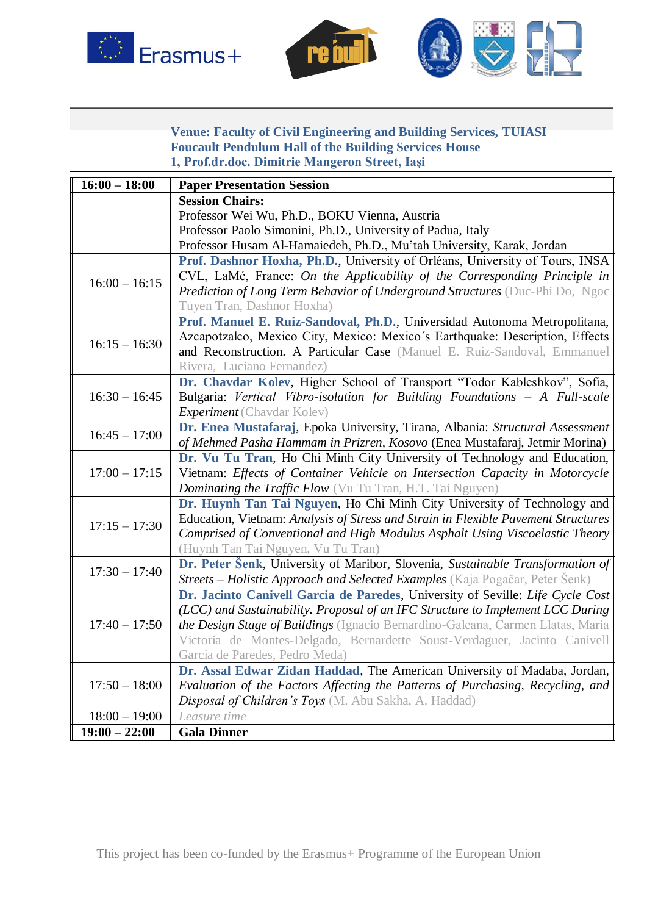**Venue: Faculty of Civil Engineering and Building Services, TUIASI**
**Foucault Pendulum Hall of the Building Services House**
**1, Prof.dr.doc. Dimitrie Mangeron Street, Iași**

| **16:00 – 18:00** | **Paper Presentation Session** |
|---|---|
| | **Session Chairs:** Professor Wei Wu, Ph.D., BOKU Vienna, Austria; Professor Paolo Simonini, Ph.D., University of Padua, Italy; Professor Husam Al-Hamaiedeh, Ph.D., Mu'tah University, Karak, Jordan |
| 16:00 – 16:15 | **Prof. Dashnor Hoxha, Ph.D.**, University of Orléans, University of Tours, INSA CVL, LaMé, France: *On the Applicability of the Corresponding Principle in Prediction of Long Term Behavior of Underground Structures* (Duc-Phi Do, Ngoc Tuyen Tran, Dashnor Hoxha) |
| 16:15 – 16:30 | **Prof. Manuel E. Ruiz-Sandoval, Ph.D.**, Universidad Autonoma Metropolitana, Azcapotzalco, Mexico City, Mexico: Mexico´s Earthquake: Description, Effects and Reconstruction. A Particular Case (Manuel E. Ruiz-Sandoval, Emmanuel Rivera, Luciano Fernandez) |
| 16:30 – 16:45 | **Dr. Chavdar Kolev**, Higher School of Transport "Todor Kableshkov", Sofia, Bulgaria: *Vertical Vibro-isolation for Building Foundations – A Full-scale Experiment* (Chavdar Kolev) |
| 16:45 – 17:00 | **Dr. Enea Mustafaraj**, Epoka University, Tirana, Albania: *Structural Assessment of Mehmed Pasha Hammam in Prizren, Kosovo* (Enea Mustafaraj, Jetmir Morina) |
| 17:00 – 17:15 | **Dr. Vu Tu Tran**, Ho Chi Minh City University of Technology and Education, Vietnam: *Effects of Container Vehicle on Intersection Capacity in Motorcycle Dominating the Traffic Flow* (Vu Tu Tran, H.T. Tai Nguyen) |
| 17:15 – 17:30 | **Dr. Huynh Tan Tai Nguyen**, Ho Chi Minh City University of Technology and Education, Vietnam: *Analysis of Stress and Strain in Flexible Pavement Structures Comprised of Conventional and High Modulus Asphalt Using Viscoelastic Theory* (Huynh Tan Tai Nguyen, Vu Tu Tran) |
| 17:30 – 17:40 | **Dr. Peter Šenk**, University of Maribor, Slovenia, *Sustainable Transformation of Streets – Holistic Approach and Selected Examples* (Kaja Pogačar, Peter Šenk) |
| 17:40 – 17:50 | **Dr. Jacinto Canivell Garcia de Paredes**, University of Seville: *Life Cycle Cost (LCC) and Sustainability. Proposal of an IFC Structure to Implement LCC During the Design Stage of Buildings* (Ignacio Bernardino-Galeana, Carmen Llatas, María Victoria de Montes-Delgado, Bernardette Soust-Verdaguer, Jacinto Canivell Garcia de Paredes, Pedro Meda) |
| 17:50 – 18:00 | **Dr. Assal Edwar Zidan Haddad**, The American University of Madaba, Jordan, *Evaluation of the Factors Affecting the Patterns of Purchasing, Recycling, and Disposal of Children's Toys* (M. Abu Sakha, A. Haddad) |
| 18:00 – 19:00 | *Leasure time* |
| **19:00 – 22:00** | **Gala Dinner** |

This project has been co-funded by the Erasmus+ Programme of the European Union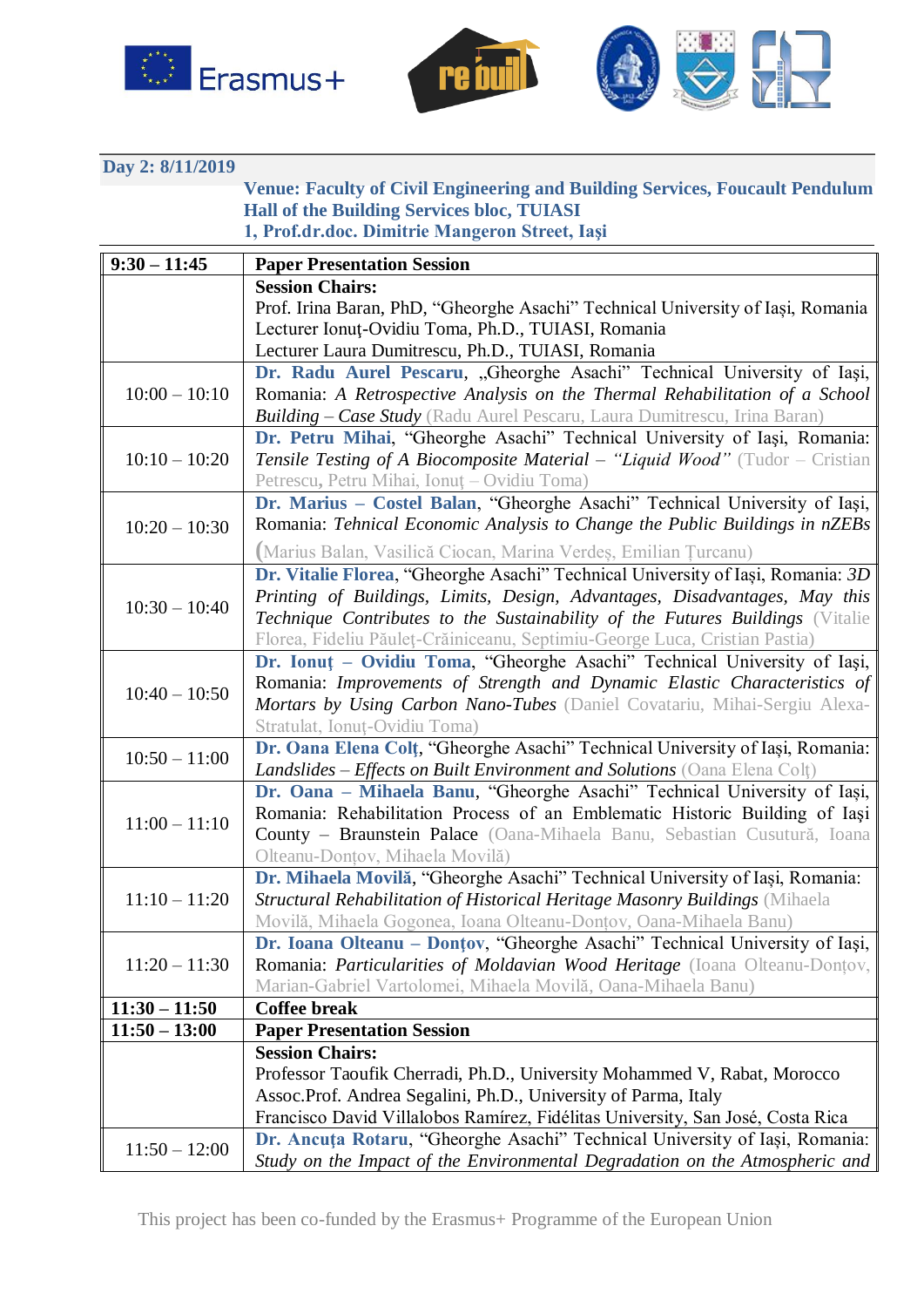**Day 2: 8/11/2019**

**Venue: Faculty of Civil Engineering and Building Services, Foucault Pendulum Hall of the Building Services bloc, TUIASI**
**1, Prof.dr.doc. Dimitrie Mangeron Street, Iași**

| **9:30 – 11:45** | **Paper Presentation Session** |
|---|---|
| | **Session Chairs:** Prof. Irina Baran, PhD, "Gheorghe Asachi" Technical University of Iași, Romania; Lecturer Ionuț-Ovidiu Toma, Ph.D., TUIASI, Romania; Lecturer Laura Dumitrescu, Ph.D., TUIASI, Romania |
| 10:00 – 10:10 | **Dr. Radu Aurel Pescaru**, „Gheorghe Asachi" Technical University of Iași, Romania: *A Retrospective Analysis on the Thermal Rehabilitation of a School Building – Case Study* (Radu Aurel Pescaru, Laura Dumitrescu, Irina Baran) |
| 10:10 – 10:20 | **Dr. Petru Mihai**, "Gheorghe Asachi" Technical University of Iași, Romania: *Tensile Testing of A Biocomposite Material – "Liquid Wood"* (Tudor – Cristian Petrescu, Petru Mihai, Ionuț – Ovidiu Toma) |
| 10:20 – 10:30 | **Dr. Marius – Costel Balan**, "Gheorghe Asachi" Technical University of Iași, Romania: *Tehnical Economic Analysis to Change the Public Buildings in nZEBs* (Marius Balan, Vasilică Ciocan, Marina Verdeș, Emilian Țurcanu) |
| 10:30 – 10:40 | **Dr. Vitalie Florea**, "Gheorghe Asachi" Technical University of Iași, Romania: *3D Printing of Buildings, Limits, Design, Advantages, Disadvantages, May this Technique Contributes to the Sustainability of the Futures Buildings* (Vitalie Florea, Fideliu Păuleț-Crăiniceanu, Septimiu-George Luca, Cristian Pastia) |
| 10:40 – 10:50 | **Dr. Ionuț – Ovidiu Toma**, "Gheorghe Asachi" Technical University of Iași, Romania: *Improvements of Strength and Dynamic Elastic Characteristics of Mortars by Using Carbon Nano-Tubes* (Daniel Covatariu, Mihai-Sergiu Alexa-Stratulat, Ionuț-Ovidiu Toma) |
| 10:50 – 11:00 | **Dr. Oana Elena Colț**, "Gheorghe Asachi" Technical University of Iași, Romania: *Landslides – Effects on Built Environment and Solutions* (Oana Elena Colț) |
| 11:00 – 11:10 | **Dr. Oana – Mihaela Banu**, "Gheorghe Asachi" Technical University of Iași, Romania: Rehabilitation Process of an Emblematic Historic Building of Iași County – Braunstein Palace (Oana-Mihaela Banu, Sebastian Cusutură, Ioana Olteanu-Donțov, Mihaela Movilă) |
| 11:10 – 11:20 | **Dr. Mihaela Movilă**, "Gheorghe Asachi" Technical University of Iași, Romania: *Structural Rehabilitation of Historical Heritage Masonry Buildings* (Mihaela Movilă, Mihaela Gogonea, Ioana Olteanu-Donțov, Oana-Mihaela Banu) |
| 11:20 – 11:30 | **Dr. Ioana Olteanu – Donțov**, "Gheorghe Asachi" Technical University of Iași, Romania: *Particularities of Moldavian Wood Heritage* (Ioana Olteanu-Donțov, Marian-Gabriel Vartolomei, Mihaela Movilă, Oana-Mihaela Banu) |
| **11:30 – 11:50** | **Coffee break** |
| **11:50 – 13:00** | **Paper Presentation Session** |
| | **Session Chairs:** Professor Taoufik Cherradi, Ph.D., University Mohammed V, Rabat, Morocco; Assoc.Prof. Andrea Segalini, Ph.D., University of Parma, Italy; Francisco David Villalobos Ramírez, Fidélitas University, San José, Costa Rica |
| 11:50 – 12:00 | **Dr. Ancuța Rotaru**, "Gheorghe Asachi" Technical University of Iași, Romania: *Study on the Impact of the Environmental Degradation on the Atmospheric and* |

This project has been co-funded by the Erasmus+ Programme of the European Union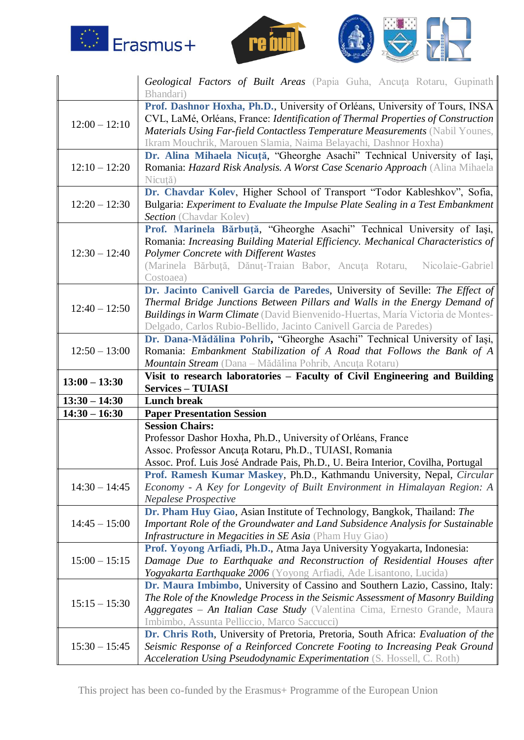| | |
|---|---|
| | *Geological Factors of Built Areas* (Papia Guha, Ancuţa Rotaru, Gupinath Bhandari) |
| 12:00 – 12:10 | **Prof. Dashnor Hoxha, Ph.D.**, University of Orléans, University of Tours, INSA CVL, LaMé, Orléans, France: *Identification of Thermal Properties of Construction Materials Using Far-field Contactless Temperature Measurements* (Nabil Younes, Ikram Mouchrik, Marouen Slamia, Naima Belayachi, Dashnor Hoxha) |
| 12:10 – 12:20 | **Dr. Alina Mihaela Nicuţă**, "Gheorghe Asachi" Technical University of Iaşi, Romania: *Hazard Risk Analysis. A Worst Case Scenario Approach* (Alina Mihaela Nicuţă) |
| 12:20 – 12:30 | **Dr. Chavdar Kolev**, Higher School of Transport "Todor Kableshkov", Sofia, Bulgaria: *Experiment to Evaluate the Impulse Plate Sealing in a Test Embankment Section* (Chavdar Kolev) |
| 12:30 – 12:40 | **Prof. Marinela Bărbuţă**, "Gheorghe Asachi" Technical University of Iaşi, Romania: *Increasing Building Material Efficiency. Mechanical Characteristics of Polymer Concrete with Different Wastes* (Marinela Bărbuţă, Dănuţ-Traian Babor, Ancuţa Rotaru, Nicolaie-Gabriel Costoaea) |
| 12:40 – 12:50 | **Dr. Jacinto Canivell Garcia de Paredes**, University of Seville: *The Effect of Thermal Bridge Junctions Between Pillars and Walls in the Energy Demand of Buildings in Warm Climate* (David Bienvenido-Huertas, María Victoria de Montes-Delgado, Carlos Rubio-Bellido, Jacinto Canivell Garcia de Paredes) |
| 12:50 – 13:00 | **Dr. Dana-Mădălina Pohrib,** "Gheorghe Asachi" Technical University of Iaşi, Romania: *Embankment Stabilization of A Road that Follows the Bank of A Mountain Stream* (Dana – Mădălina Pohrib, Ancuţa Rotaru) |
| **13:00 – 13:30** | **Visit to research laboratories – Faculty of Civil Engineering and Building Services – TUIASI** |
| **13:30 – 14:30** | **Lunch break** |
| **14:30 – 16:30** | **Paper Presentation Session** |
| | **Session Chairs:**<br>Professor Dashor Hoxha, Ph.D., University of Orléans, France<br>Assoc. Professor Ancuţa Rotaru, Ph.D., TUIASI, Romania<br>Assoc. Prof. Luis José Andrade Pais, Ph.D., U. Beira Interior, Covilha, Portugal |
| 14:30 – 14:45 | **Prof. Ramesh Kumar Maskey**, Ph.D., Kathmandu University, Nepal, *Circular Economy - A Key for Longevity of Built Environment in Himalayan Region: A Nepalese Prospective* |
| 14:45 – 15:00 | **Dr. Pham Huy Giao**, Asian Institute of Technology, Bangkok, Thailand: *The Important Role of the Groundwater and Land Subsidence Analysis for Sustainable Infrastructure in Megacities in SE Asia* (Pham Huy Giao) |
| 15:00 – 15:15 | **Prof. Yoyong Arfiadi, Ph.D.**, Atma Jaya University Yogyakarta, Indonesia: *Damage Due to Earthquake and Reconstruction of Residential Houses after Yogyakarta Earthquake 2006* (Yoyong Arfiadi, Ade Lisantono, Lucida) |
| 15:15 – 15:30 | **Dr. Maura Imbimbo**, University of Cassino and Southern Lazio, Cassino, Italy: *The Role of the Knowledge Process in the Seismic Assessment of Masonry Building Aggregates – An Italian Case Study* (Valentina Cima, Ernesto Grande, Maura Imbimbo, Assunta Pelliccio, Marco Saccucci) |
| 15:30 – 15:45 | **Dr. Chris Roth**, University of Pretoria, Pretoria, South Africa: *Evaluation of the Seismic Response of a Reinforced Concrete Footing to Increasing Peak Ground Acceleration Using Pseudodynamic Experimentation* (S. Hossell, C. Roth) |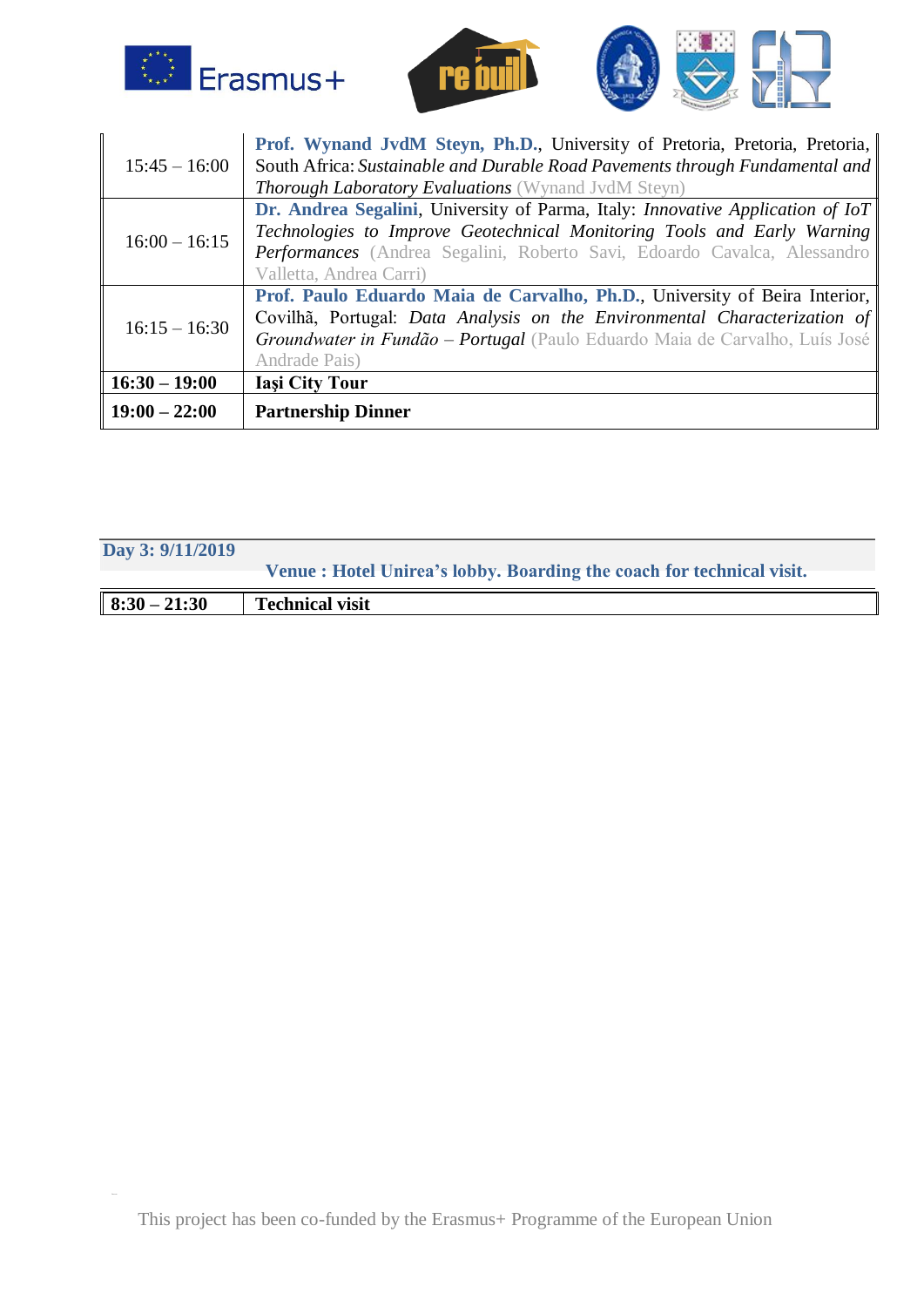| | |
|---|---|
| 15:45 – 16:00 | **Prof. Wynand JvdM Steyn, Ph.D.**, University of Pretoria, Pretoria, Pretoria, South Africa: *Sustainable and Durable Road Pavements through Fundamental and Thorough Laboratory Evaluations* (Wynand JvdM Steyn) |
| 16:00 – 16:15 | **Dr. Andrea Segalini**, University of Parma, Italy: *Innovative Application of IoT Technologies to Improve Geotechnical Monitoring Tools and Early Warning Performances* (Andrea Segalini, Roberto Savi, Edoardo Cavalca, Alessandro Valletta, Andrea Carri) |
| 16:15 – 16:30 | **Prof. Paulo Eduardo Maia de Carvalho, Ph.D.**, University of Beira Interior, Covilhã, Portugal: *Data Analysis on the Environmental Characterization of Groundwater in Fundão – Portugal* (Paulo Eduardo Maia de Carvalho, Luís José Andrade Pais) |
| **16:30 – 19:00** | **Iaşi City Tour** |
| **19:00 – 22:00** | **Partnership Dinner** |

**Day 3: 9/11/2019**

**Venue : Hotel Unirea's lobby. Boarding the coach for technical visit.**

| | |
|---|---|
| **8:30 – 21:30** | **Technical visit** |

This project has been co-funded by the Erasmus+ Programme of the European Union